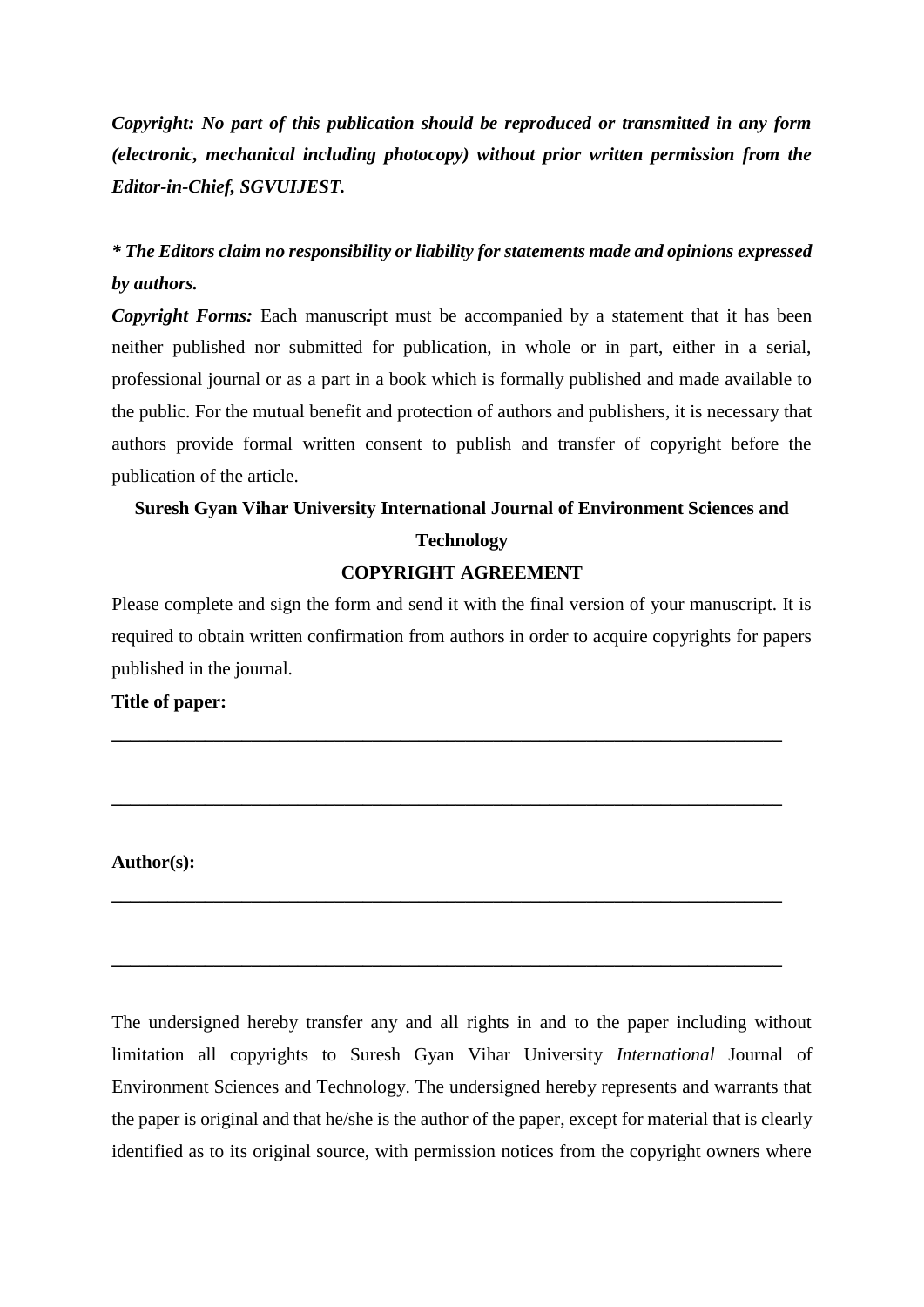***Copyright: No part of this publication should be reproduced or transmitted in any form (electronic, mechanical including photocopy) without prior written permission from the Editor-in-Chief, SGVUIJEST.***

***\* The Editors claim no responsibility or liability for statements made and opinions expressed by authors.***

***Copyright Forms:*** Each manuscript must be accompanied by a statement that it has been neither published nor submitted for publication, in whole or in part, either in a serial, professional journal or as a part in a book which is formally published and made available to the public. For the mutual benefit and protection of authors and publishers, it is necessary that authors provide formal written consent to publish and transfer of copyright before the publication of the article.

**Suresh Gyan Vihar University International Journal of Environment Sciences and Technology**

**COPYRIGHT AGREEMENT**

Please complete and sign the form and send it with the final version of your manuscript. It is required to obtain written confirmation from authors in order to acquire copyrights for papers published in the journal.

**Title of paper:**

**___________________________________________________________________________**

**___________________________________________________________________________**

**Author(s):**

**___________________________________________________________________________**

**___________________________________________________________________________**

The undersigned hereby transfer any and all rights in and to the paper including without limitation all copyrights to Suresh Gyan Vihar University *International* Journal of Environment Sciences and Technology. The undersigned hereby represents and warrants that the paper is original and that he/she is the author of the paper, except for material that is clearly identified as to its original source, with permission notices from the copyright owners where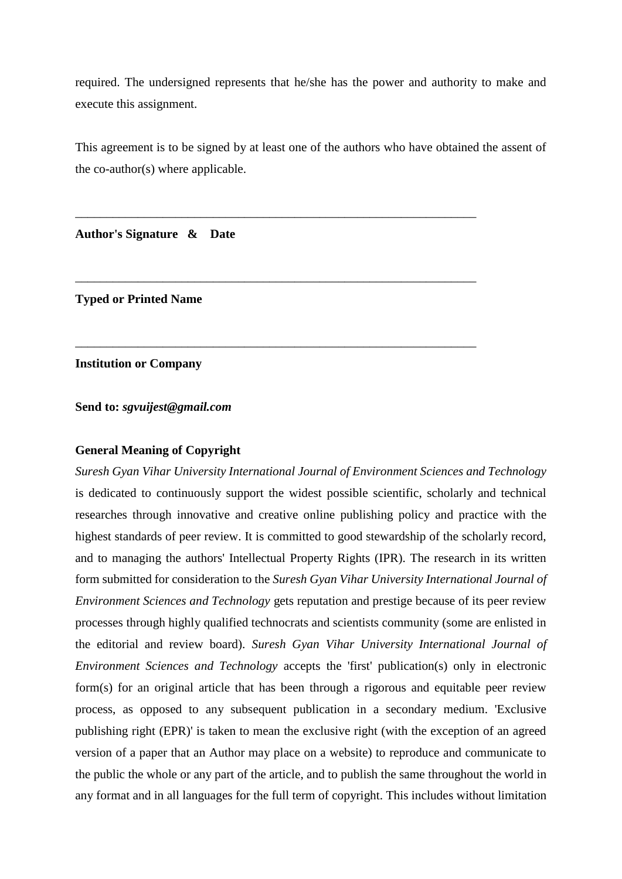required. The undersigned represents that he/she has the power and authority to make and execute this assignment.

This agreement is to be signed by at least one of the authors who have obtained the assent of the co-author(s) where applicable.

\_\_\_\_\_\_\_\_\_\_\_\_\_\_\_\_\_\_\_\_\_\_\_\_\_\_\_\_\_\_\_\_\_\_\_\_\_\_\_\_\_\_\_\_\_\_\_\_\_\_\_\_\_\_\_\_\_\_\_\_\_\_\_\_

**Author's Signature & Date**

\_\_\_\_\_\_\_\_\_\_\_\_\_\_\_\_\_\_\_\_\_\_\_\_\_\_\_\_\_\_\_\_\_\_\_\_\_\_\_\_\_\_\_\_\_\_\_\_\_\_\_\_\_\_\_\_\_\_\_\_\_\_\_\_

**Typed or Printed Name**

\_\_\_\_\_\_\_\_\_\_\_\_\_\_\_\_\_\_\_\_\_\_\_\_\_\_\_\_\_\_\_\_\_\_\_\_\_\_\_\_\_\_\_\_\_\_\_\_\_\_\_\_\_\_\_\_\_\_\_\_\_\_\_\_

**Institution or Company**

**Send to:** ***sgvuijest@gmail.com***

**General Meaning of Copyright**

*Suresh Gyan Vihar University International Journal of Environment Sciences and Technology* is dedicated to continuously support the widest possible scientific, scholarly and technical researches through innovative and creative online publishing policy and practice with the highest standards of peer review. It is committed to good stewardship of the scholarly record, and to managing the authors' Intellectual Property Rights (IPR). The research in its written form submitted for consideration to the *Suresh Gyan Vihar University International Journal of Environment Sciences and Technology* gets reputation and prestige because of its peer review processes through highly qualified technocrats and scientists community (some are enlisted in the editorial and review board). *Suresh Gyan Vihar University International Journal of Environment Sciences and Technology* accepts the 'first' publication(s) only in electronic form(s) for an original article that has been through a rigorous and equitable peer review process, as opposed to any subsequent publication in a secondary medium. 'Exclusive publishing right (EPR)' is taken to mean the exclusive right (with the exception of an agreed version of a paper that an Author may place on a website) to reproduce and communicate to the public the whole or any part of the article, and to publish the same throughout the world in any format and in all languages for the full term of copyright. This includes without limitation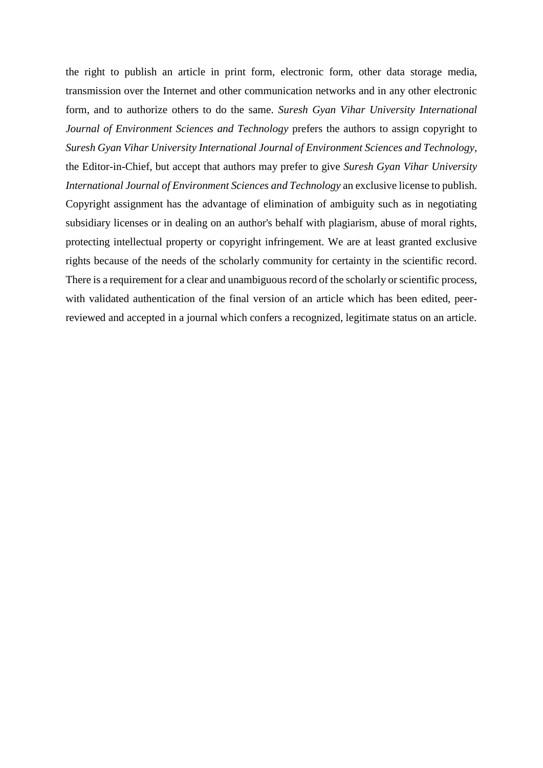the right to publish an article in print form, electronic form, other data storage media, transmission over the Internet and other communication networks and in any other electronic form, and to authorize others to do the same. *Suresh Gyan Vihar University International Journal of Environment Sciences and Technology* prefers the authors to assign copyright to *Suresh Gyan Vihar University International Journal of Environment Sciences and Technology*, the Editor-in-Chief, but accept that authors may prefer to give *Suresh Gyan Vihar University International Journal of Environment Sciences and Technology* an exclusive license to publish. Copyright assignment has the advantage of elimination of ambiguity such as in negotiating subsidiary licenses or in dealing on an author's behalf with plagiarism, abuse of moral rights, protecting intellectual property or copyright infringement. We are at least granted exclusive rights because of the needs of the scholarly community for certainty in the scientific record. There is a requirement for a clear and unambiguous record of the scholarly or scientific process, with validated authentication of the final version of an article which has been edited, peer-reviewed and accepted in a journal which confers a recognized, legitimate status on an article.